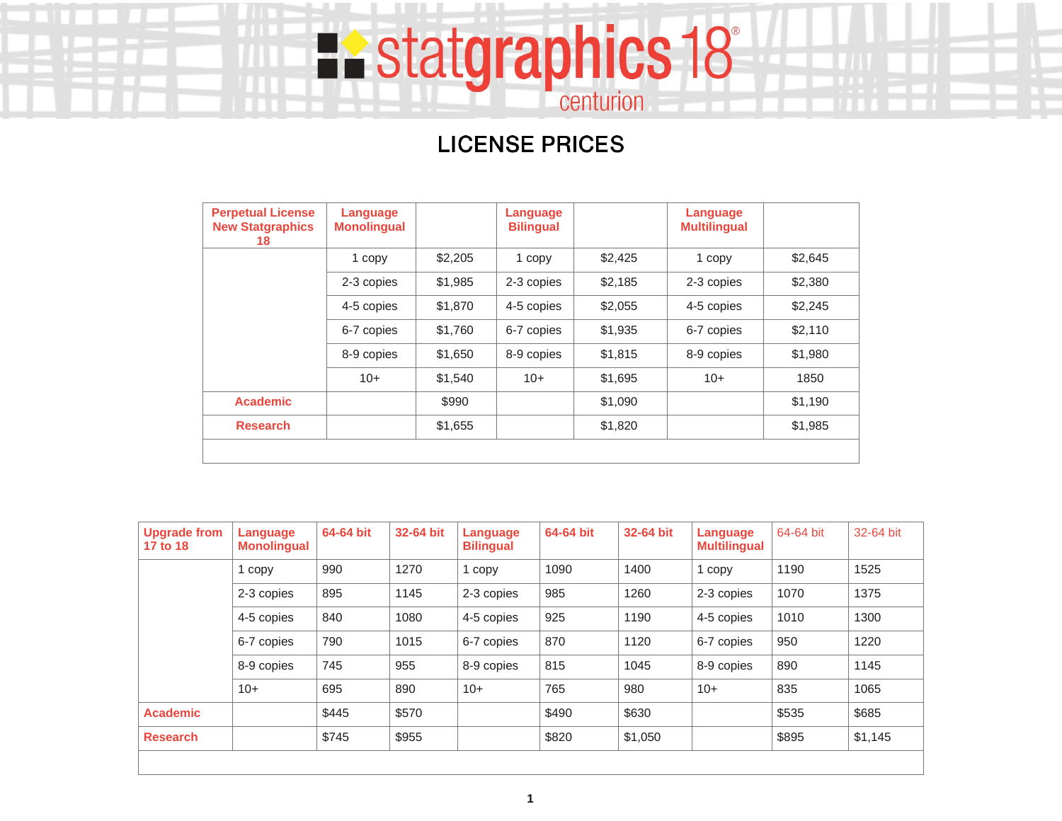# statgraphics 18® centurion

## LICENSE PRICES

| Perpetual License New Statgraphics 18 | Language Monolingual | | Language Bilingual | | Language Multilingual | |
|---|---|---|---|---|---|---|
| | 1 copy | $2,205 | 1 copy | $2,425 | 1 copy | $2,645 |
| | 2-3 copies | $1,985 | 2-3 copies | $2,185 | 2-3 copies | $2,380 |
| | 4-5 copies | $1,870 | 4-5 copies | $2,055 | 4-5 copies | $2,245 |
| | 6-7 copies | $1,760 | 6-7 copies | $1,935 | 6-7 copies | $2,110 |
| | 8-9 copies | $1,650 | 8-9 copies | $1,815 | 8-9 copies | $1,980 |
| | 10+ | $1,540 | 10+ | $1,695 | 10+ | 1850 |
| Academic | | $990 | | $1,090 | | $1,190 |
| Research | | $1,655 | | $1,820 | | $1,985 |
| | | | | | | |

| Upgrade from 17 to 18 | Language Monolingual | 64-64 bit | 32-64 bit | Language Bilingual | 64-64 bit | 32-64 bit | Language Multilingual | 64-64 bit | 32-64 bit |
|---|---|---|---|---|---|---|---|---|---|
| | 1 copy | 990 | 1270 | 1 copy | 1090 | 1400 | 1 copy | 1190 | 1525 |
| | 2-3 copies | 895 | 1145 | 2-3 copies | 985 | 1260 | 2-3 copies | 1070 | 1375 |
| | 4-5 copies | 840 | 1080 | 4-5 copies | 925 | 1190 | 4-5 copies | 1010 | 1300 |
| | 6-7 copies | 790 | 1015 | 6-7 copies | 870 | 1120 | 6-7 copies | 950 | 1220 |
| | 8-9 copies | 745 | 955 | 8-9 copies | 815 | 1045 | 8-9 copies | 890 | 1145 |
| | 10+ | 695 | 890 | 10+ | 765 | 980 | 10+ | 835 | 1065 |
| Academic | | $445 | $570 | | $490 | $630 | | $535 | $685 |
| Research | | $745 | $955 | | $820 | $1,050 | | $895 | $1,145 |
| | | | | | | | | | |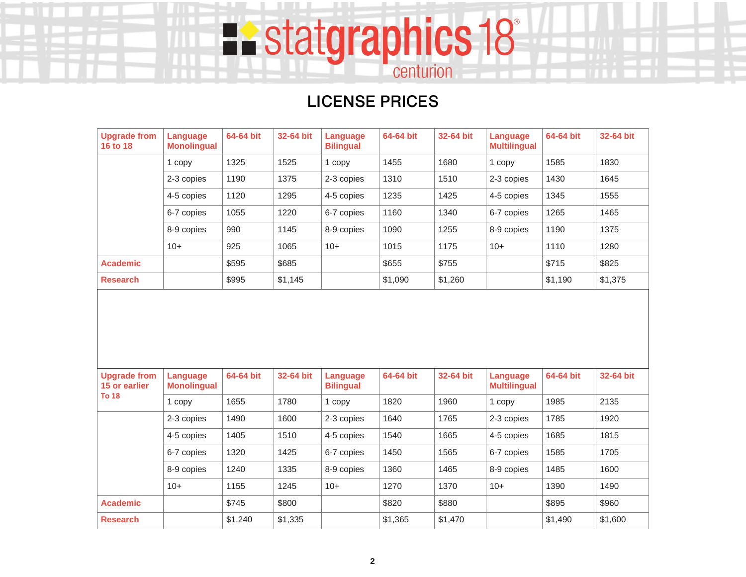# statgraphics 18® centurion

## LICENSE PRICES

| Upgrade from 16 to 18 | Language Monolingual | 64-64 bit | 32-64 bit | Language Bilingual | 64-64 bit | 32-64 bit | Language Multilingual | 64-64 bit | 32-64 bit |
|---|---|---|---|---|---|---|---|---|---|
| | 1 copy | 1325 | 1525 | 1 copy | 1455 | 1680 | 1 copy | 1585 | 1830 |
| | 2-3 copies | 1190 | 1375 | 2-3 copies | 1310 | 1510 | 2-3 copies | 1430 | 1645 |
| | 4-5 copies | 1120 | 1295 | 4-5 copies | 1235 | 1425 | 4-5 copies | 1345 | 1555 |
| | 6-7 copies | 1055 | 1220 | 6-7 copies | 1160 | 1340 | 6-7 copies | 1265 | 1465 |
| | 8-9 copies | 990 | 1145 | 8-9 copies | 1090 | 1255 | 8-9 copies | 1190 | 1375 |
| | 10+ | 925 | 1065 | 10+ | 1015 | 1175 | 10+ | 1110 | 1280 |
| Academic | | $595 | $685 | | $655 | $755 | | $715 | $825 |
| Research | | $995 | $1,145 | | $1,090 | $1,260 | | $1,190 | $1,375 |

| Upgrade from 15 or earlier To 18 | Language Monolingual | 64-64 bit | 32-64 bit | Language Bilingual | 64-64 bit | 32-64 bit | Language Multilingual | 64-64 bit | 32-64 bit |
|---|---|---|---|---|---|---|---|---|---|
| | 1 copy | 1655 | 1780 | 1 copy | 1820 | 1960 | 1 copy | 1985 | 2135 |
| | 2-3 copies | 1490 | 1600 | 2-3 copies | 1640 | 1765 | 2-3 copies | 1785 | 1920 |
| | 4-5 copies | 1405 | 1510 | 4-5 copies | 1540 | 1665 | 4-5 copies | 1685 | 1815 |
| | 6-7 copies | 1320 | 1425 | 6-7 copies | 1450 | 1565 | 6-7 copies | 1585 | 1705 |
| | 8-9 copies | 1240 | 1335 | 8-9 copies | 1360 | 1465 | 8-9 copies | 1485 | 1600 |
| | 10+ | 1155 | 1245 | 10+ | 1270 | 1370 | 10+ | 1390 | 1490 |
| Academic | | $745 | $800 | | $820 | $880 | | $895 | $960 |
| Research | | $1,240 | $1,335 | | $1,365 | $1,470 | | $1,490 | $1,600 |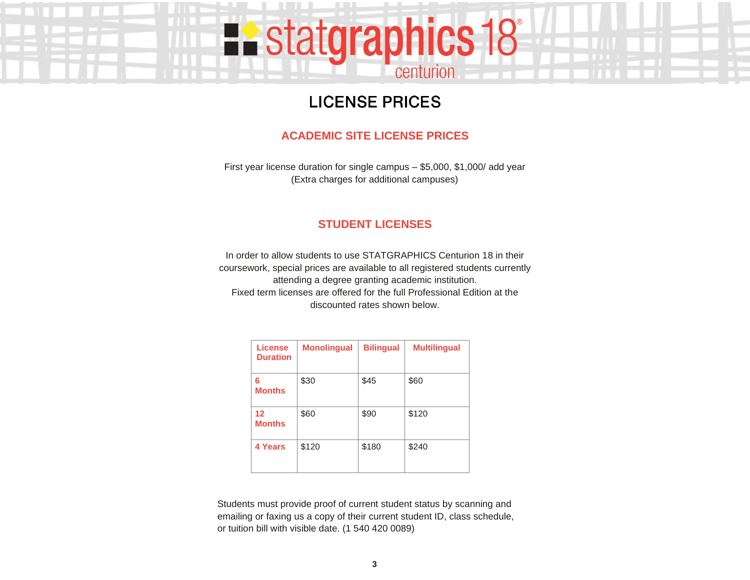# LICENSE PRICES

## ACADEMIC SITE LICENSE PRICES

First year license duration for single campus – $5,000, $1,000/ add year
(Extra charges for additional campuses)

## STUDENT LICENSES

In order to allow students to use STATGRAPHICS Centurion 18 in their coursework, special prices are available to all registered students currently attending a degree granting academic institution.
Fixed term licenses are offered for the full Professional Edition at the discounted rates shown below.

| License Duration | Monolingual | Bilingual | Multilingual |
|---|---|---|---|
| 6 Months | $30 | $45 | $60 |
| 12 Months | $60 | $90 | $120 |
| 4 Years | $120 | $180 | $240 |

Students must provide proof of current student status by scanning and emailing or faxing us a copy of their current student ID, class schedule, or tuition bill with visible date. (1 540 420 0089)